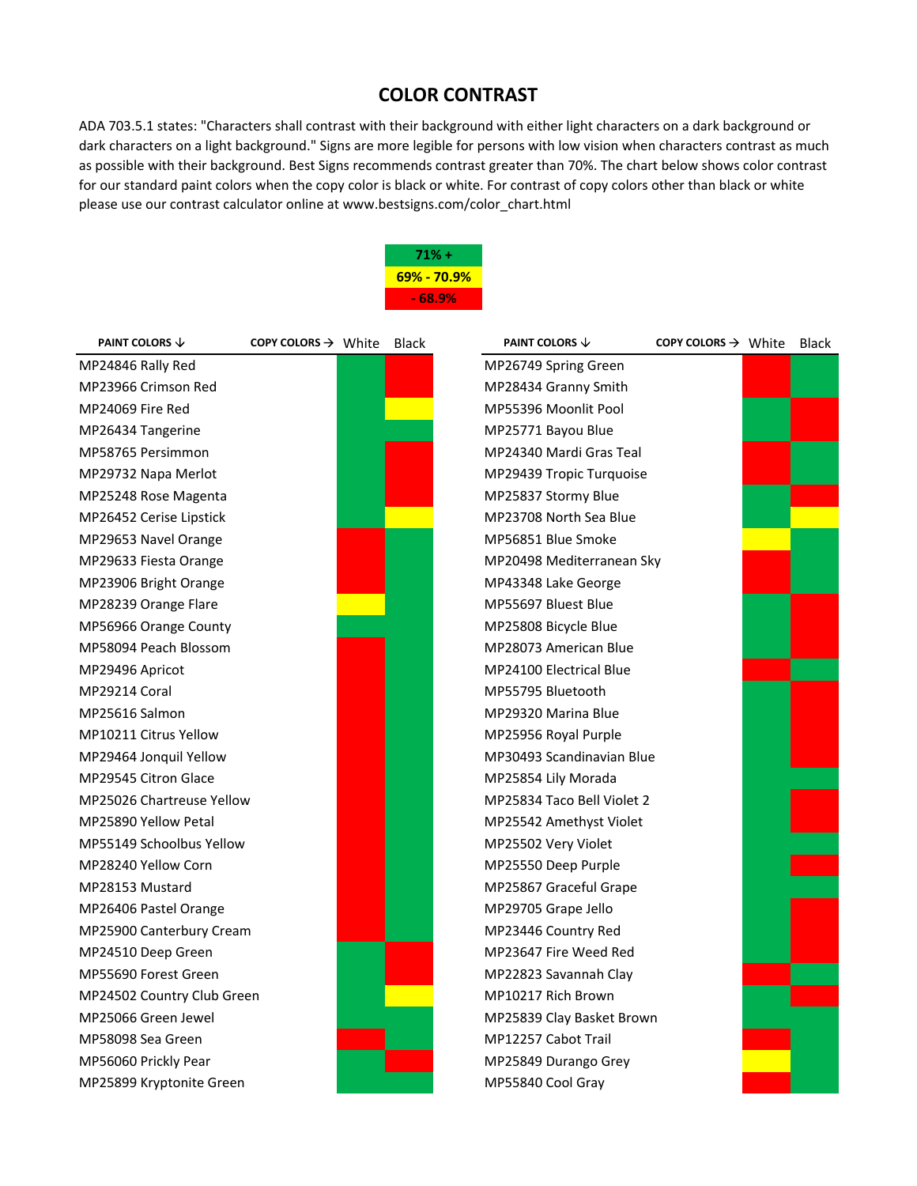# COLOR CONTRAST

ADA 703.5.1 states: "Characters shall contrast with their background with either light characters on a dark background or dark characters on a light background." Signs are more legible for persons with low vision when characters contrast as much as possible with their background. Best Signs recommends contrast greater than 70%. The chart below shows color contrast for our standard paint colors when the copy color is black or white. For contrast of copy colors other than black or white please use our contrast calculator online at www.bestsigns.com/color_chart.html

| Legend |
|---|
| Green: **71% +** |
| Yellow: **69% - 70.9%** |
| Red: **- 68.9%** |

| PAINT COLORS ↓ | COPY COLORS → White | Black |
|---|---|---|
| MP24846 Rally Red | Green | Red |
| MP23966 Crimson Red | Green | Red |
| MP24069 Fire Red | Green | Yellow |
| MP26434 Tangerine | Green | Green |
| MP58765 Persimmon | Green | Red |
| MP29732 Napa Merlot | Green | Red |
| MP25248 Rose Magenta | Green | Red |
| MP26452 Cerise Lipstick | Green | Yellow |
| MP29653 Navel Orange | Red | Green |
| MP29633 Fiesta Orange | Red | Green |
| MP23906 Bright Orange | Red | Green |
| MP28239 Orange Flare | Yellow | Green |
| MP56966 Orange County | Green | Green |
| MP58094 Peach Blossom | Red | Green |
| MP29496 Apricot | Red | Green |
| MP29214 Coral | Red | Green |
| MP25616 Salmon | Red | Green |
| MP10211 Citrus Yellow | Red | Green |
| MP29464 Jonquil Yellow | Red | Green |
| MP29545 Citron Glace | Red | Green |
| MP25026 Chartreuse Yellow | Red | Green |
| MP25890 Yellow Petal | Red | Green |
| MP55149 Schoolbus Yellow | Red | Green |
| MP28240 Yellow Corn | Red | Green |
| MP28153 Mustard | Red | Green |
| MP26406 Pastel Orange | Red | Green |
| MP25900 Canterbury Cream | Red | Green |
| MP24510 Deep Green | Green | Red |
| MP55690 Forest Green | Green | Red |
| MP24502 Country Club Green | Green | Yellow |
| MP25066 Green Jewel | Green | Green |
| MP58098 Sea Green | Red | Green |
| MP56060 Prickly Pear | Green | Red |
| MP25899 Kryptonite Green | Green | Green |

| PAINT COLORS ↓ | COPY COLORS → White | Black |
|---|---|---|
| MP26749 Spring Green | Red | Green |
| MP28434 Granny Smith | Red | Green |
| MP55396 Moonlit Pool | Green | Red |
| MP25771 Bayou Blue | Green | Red |
| MP24340 Mardi Gras Teal | Red | Green |
| MP29439 Tropic Turquoise | Red | Green |
| MP25837 Stormy Blue | Green | Red |
| MP23708 North Sea Blue | Green | Yellow |
| MP56851 Blue Smoke | Yellow | Green |
| MP20498 Mediterranean Sky | Red | Green |
| MP43348 Lake George | Red | Green |
| MP55697 Bluest Blue | Green | Red |
| MP25808 Bicycle Blue | Green | Red |
| MP28073 American Blue | Green | Red |
| MP24100 Electrical Blue | Red | Green |
| MP55795 Bluetooth | Green | Red |
| MP29320 Marina Blue | Green | Red |
| MP25956 Royal Purple | Green | Red |
| MP30493 Scandinavian Blue | Green | Red |
| MP25854 Lily Morada | Green | Green |
| MP25834 Taco Bell Violet 2 | Green | Red |
| MP25542 Amethyst Violet | Green | Red |
| MP25502 Very Violet | Green | Green |
| MP25550 Deep Purple | Green | Red |
| MP25867 Graceful Grape | Green | Green |
| MP29705 Grape Jello | Green | Red |
| MP23446 Country Red | Green | Red |
| MP23647 Fire Weed Red | Green | Red |
| MP22823 Savannah Clay | Red | Green |
| MP10217 Rich Brown | Green | Red |
| MP25839 Clay Basket Brown | Green | Green |
| MP12257 Cabot Trail | Red | Green |
| MP25849 Durango Grey | Yellow | Green |
| MP55840 Cool Gray | Red | Green |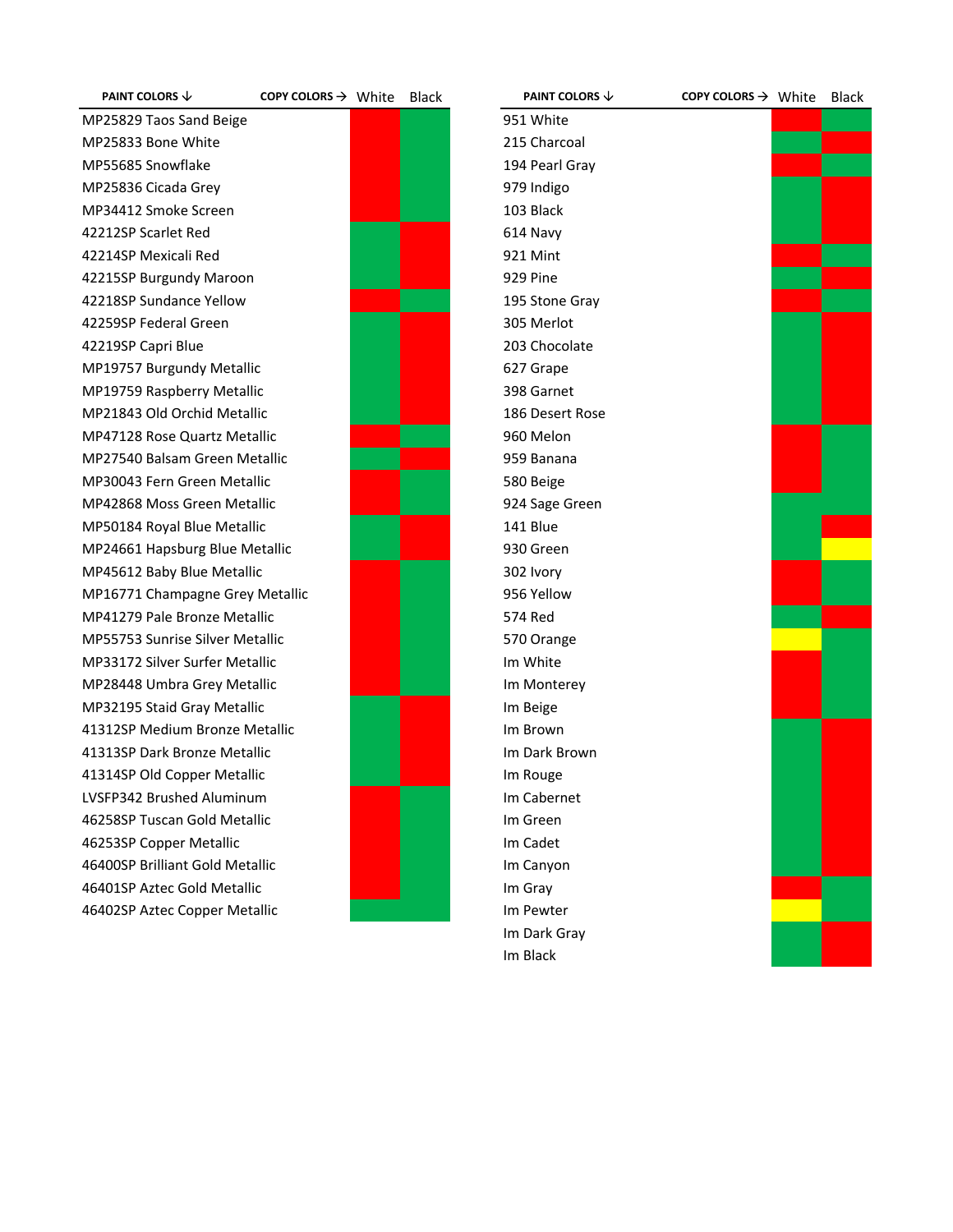| PAINT COLORS ↓ | COPY COLORS → | White | Black |
|---|---|---|---|
| MP25829 Taos Sand Beige | | Red | Green |
| MP25833 Bone White | | Red | Green |
| MP55685 Snowflake | | Red | Green |
| MP25836 Cicada Grey | | Red | Green |
| MP34412 Smoke Screen | | Red | Green |
| 42212SP Scarlet Red | | Green | Red |
| 42214SP Mexicali Red | | Green | Red |
| 42215SP Burgundy Maroon | | Green | Red |
| 42218SP Sundance Yellow | | Red | Green |
| 42259SP Federal Green | | Green | Red |
| 42219SP Capri Blue | | Green | Red |
| MP19757 Burgundy Metallic | | Green | Red |
| MP19759 Raspberry Metallic | | Green | Red |
| MP21843 Old Orchid Metallic | | Green | Red |
| MP47128 Rose Quartz Metallic | | Red | Green |
| MP27540 Balsam Green Metallic | | Green | Red |
| MP30043 Fern Green Metallic | | Red | Green |
| MP42868 Moss Green Metallic | | Red | Green |
| MP50184 Royal Blue Metallic | | Green | Red |
| MP24661 Hapsburg Blue Metallic | | Green | Red |
| MP45612 Baby Blue Metallic | | Red | Green |
| MP16771 Champagne Grey Metallic | | Red | Green |
| MP41279 Pale Bronze Metallic | | Red | Green |
| MP55753 Sunrise Silver Metallic | | Red | Green |
| MP33172 Silver Surfer Metallic | | Red | Green |
| MP28448 Umbra Grey Metallic | | Red | Green |
| MP32195 Staid Gray Metallic | | Green | Red |
| 41312SP Medium Bronze Metallic | | Green | Red |
| 41313SP Dark Bronze Metallic | | Green | Red |
| 41314SP Old Copper Metallic | | Green | Red |
| LVSFP342 Brushed Aluminum | | Red | Green |
| 46258SP Tuscan Gold Metallic | | Red | Green |
| 46253SP Copper Metallic | | Red | Green |
| 46400SP Brilliant Gold Metallic | | Red | Green |
| 46401SP Aztec Gold Metallic | | Red | Green |
| 46402SP Aztec Copper Metallic | | Green | Green |

| PAINT COLORS ↓ | COPY COLORS → | White | Black |
|---|---|---|---|
| 951 White | | Red | Green |
| 215 Charcoal | | Green | Red |
| 194 Pearl Gray | | Red | Green |
| 979 Indigo | | Green | Red |
| 103 Black | | Green | Red |
| 614 Navy | | Green | Red |
| 921 Mint | | Red | Green |
| 929 Pine | | Green | Red |
| 195 Stone Gray | | Red | Green |
| 305 Merlot | | Green | Red |
| 203 Chocolate | | Green | Red |
| 627 Grape | | Green | Red |
| 398 Garnet | | Green | Red |
| 186 Desert Rose | | Green | Red |
| 960 Melon | | Red | Green |
| 959 Banana | | Red | Green |
| 580 Beige | | Red | Green |
| 924 Sage Green | | Green | Green |
| 141 Blue | | Green | Red |
| 930 Green | | Green | Yellow |
| 302 Ivory | | Red | Green |
| 956 Yellow | | Red | Green |
| 574 Red | | Green | Red |
| 570 Orange | | Yellow | Green |
| Im White | | Red | Green |
| Im Monterey | | Red | Green |
| Im Beige | | Red | Green |
| Im Brown | | Green | Red |
| Im Dark Brown | | Green | Red |
| Im Rouge | | Green | Red |
| Im Cabernet | | Green | Red |
| Im Green | | Green | Red |
| Im Cadet | | Green | Red |
| Im Canyon | | Green | Red |
| Im Gray | | Red | Green |
| Im Pewter | | Yellow | Green |
| Im Dark Gray | | Green | Red |
| Im Black | | Green | Red |